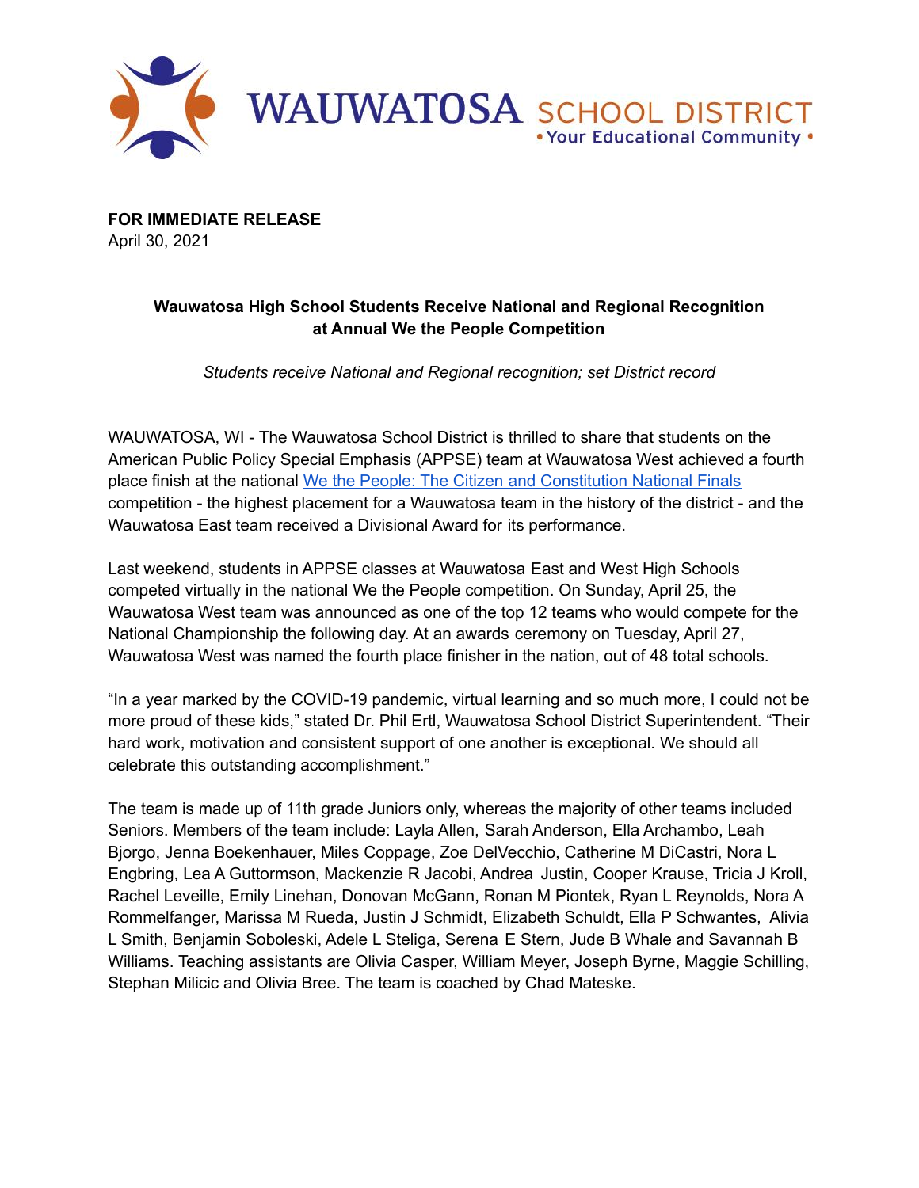WAUWATOSA SCHOOL DISTRICT
• Your Educational Community •

**FOR IMMEDIATE RELEASE**
April 30, 2021

**Wauwatosa High School Students Receive National and Regional Recognition at Annual We the People Competition**

*Students receive National and Regional recognition; set District record*

WAUWATOSA, WI - The Wauwatosa School District is thrilled to share that students on the American Public Policy Special Emphasis (APPSE) team at Wauwatosa West achieved a fourth place finish at the national We the People: The Citizen and Constitution National Finals competition - the highest placement for a Wauwatosa team in the history of the district - and the Wauwatosa East team received a Divisional Award for its performance.

Last weekend, students in APPSE classes at Wauwatosa East and West High Schools competed virtually in the national We the People competition. On Sunday, April 25, the Wauwatosa West team was announced as one of the top 12 teams who would compete for the National Championship the following day. At an awards ceremony on Tuesday, April 27, Wauwatosa West was named the fourth place finisher in the nation, out of 48 total schools.

"In a year marked by the COVID-19 pandemic, virtual learning and so much more, I could not be more proud of these kids," stated Dr. Phil Ertl, Wauwatosa School District Superintendent. "Their hard work, motivation and consistent support of one another is exceptional. We should all celebrate this outstanding accomplishment."

The team is made up of 11th grade Juniors only, whereas the majority of other teams included Seniors. Members of the team include: Layla Allen, Sarah Anderson, Ella Archambo, Leah Bjorgo, Jenna Boekenhauer, Miles Coppage, Zoe DelVecchio, Catherine M DiCastri, Nora L Engbring, Lea A Guttormson, Mackenzie R Jacobi, Andrea Justin, Cooper Krause, Tricia J Kroll, Rachel Leveille, Emily Linehan, Donovan McGann, Ronan M Piontek, Ryan L Reynolds, Nora A Rommelfanger, Marissa M Rueda, Justin J Schmidt, Elizabeth Schuldt, Ella P Schwantes, Alivia L Smith, Benjamin Soboleski, Adele L Steliga, Serena E Stern, Jude B Whale and Savannah B Williams. Teaching assistants are Olivia Casper, William Meyer, Joseph Byrne, Maggie Schilling, Stephan Milicic and Olivia Bree. The team is coached by Chad Mateske.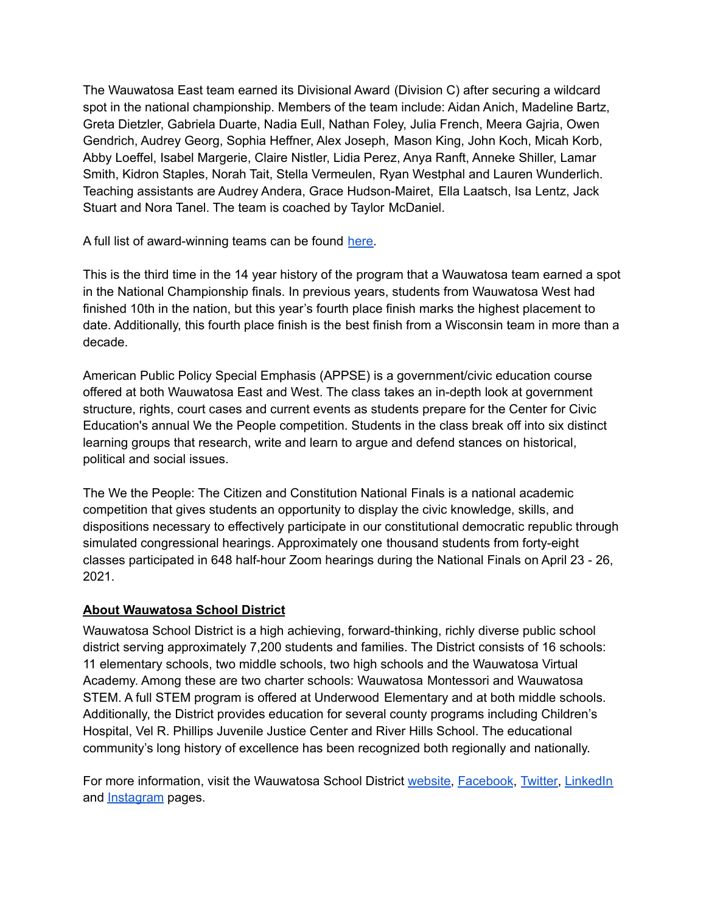The Wauwatosa East team earned its Divisional Award (Division C) after securing a wildcard spot in the national championship. Members of the team include: Aidan Anich, Madeline Bartz, Greta Dietzler, Gabriela Duarte, Nadia Eull, Nathan Foley, Julia French, Meera Gajria, Owen Gendrich, Audrey Georg, Sophia Heffner, Alex Joseph, Mason King, John Koch, Micah Korb, Abby Loeffel, Isabel Margerie, Claire Nistler, Lidia Perez, Anya Ranft, Anneke Shiller, Lamar Smith, Kidron Staples, Norah Tait, Stella Vermeulen, Ryan Westphal and Lauren Wunderlich. Teaching assistants are Audrey Andera, Grace Hudson-Mairet, Ella Laatsch, Isa Lentz, Jack Stuart and Nora Tanel. The team is coached by Taylor McDaniel.

A full list of award-winning teams can be found here.

This is the third time in the 14 year history of the program that a Wauwatosa team earned a spot in the National Championship finals. In previous years, students from Wauwatosa West had finished 10th in the nation, but this year's fourth place finish marks the highest placement to date. Additionally, this fourth place finish is the best finish from a Wisconsin team in more than a decade.

American Public Policy Special Emphasis (APPSE) is a government/civic education course offered at both Wauwatosa East and West. The class takes an in-depth look at government structure, rights, court cases and current events as students prepare for the Center for Civic Education's annual We the People competition. Students in the class break off into six distinct learning groups that research, write and learn to argue and defend stances on historical, political and social issues.

The We the People: The Citizen and Constitution National Finals is a national academic competition that gives students an opportunity to display the civic knowledge, skills, and dispositions necessary to effectively participate in our constitutional democratic republic through simulated congressional hearings. Approximately one thousand students from forty-eight classes participated in 648 half-hour Zoom hearings during the National Finals on April 23 - 26, 2021.

**About Wauwatosa School District**

Wauwatosa School District is a high achieving, forward-thinking, richly diverse public school district serving approximately 7,200 students and families. The District consists of 16 schools: 11 elementary schools, two middle schools, two high schools and the Wauwatosa Virtual Academy. Among these are two charter schools: Wauwatosa Montessori and Wauwatosa STEM. A full STEM program is offered at Underwood Elementary and at both middle schools. Additionally, the District provides education for several county programs including Children's Hospital, Vel R. Phillips Juvenile Justice Center and River Hills School. The educational community's long history of excellence has been recognized both regionally and nationally.

For more information, visit the Wauwatosa School District website, Facebook, Twitter, LinkedIn and Instagram pages.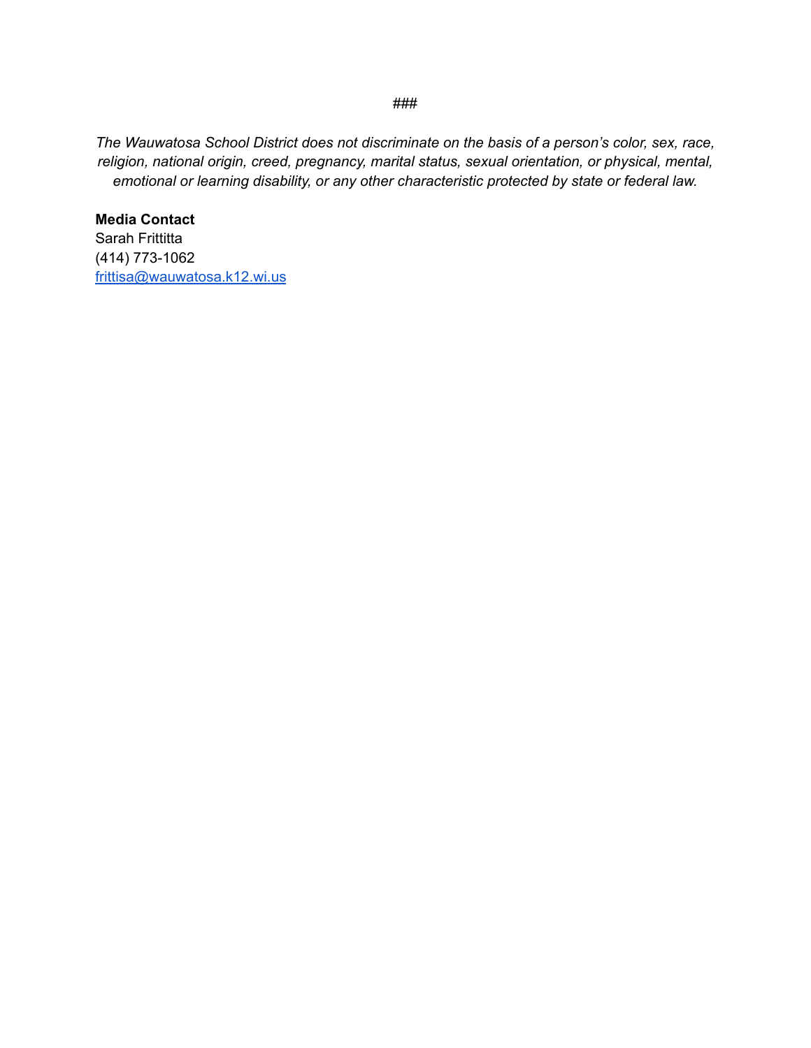###

*The Wauwatosa School District does not discriminate on the basis of a person's color, sex, race, religion, national origin, creed, pregnancy, marital status, sexual orientation, or physical, mental, emotional or learning disability, or any other characteristic protected by state or federal law.*

**Media Contact**
Sarah Frittitta
(414) 773-1062
frittisa@wauwatosa.k12.wi.us